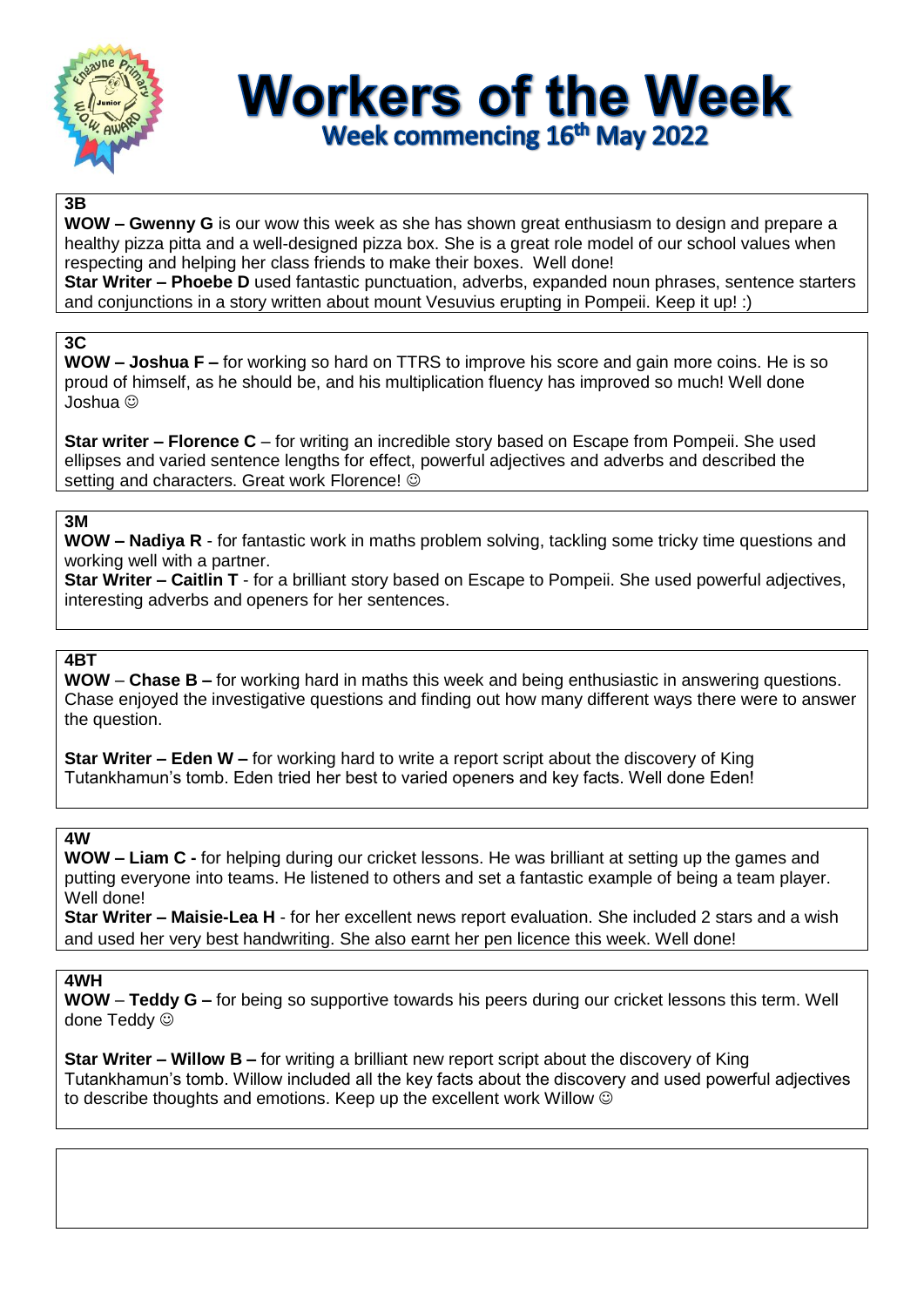# Workers of the Week

## Week commencing 16th May 2022

### 3B

**WOW – Gwenny G** is our wow this week as she has shown great enthusiasm to design and prepare a healthy pizza pitta and a well-designed pizza box. She is a great role model of our school values when respecting and helping her class friends to make their boxes. Well done!

**Star Writer – Phoebe D** used fantastic punctuation, adverbs, expanded noun phrases, sentence starters and conjunctions in a story written about mount Vesuvius erupting in Pompeii. Keep it up! :)

### 3C

**WOW – Joshua F –** for working so hard on TTRS to improve his score and gain more coins. He is so proud of himself, as he should be, and his multiplication fluency has improved so much! Well done Joshua ☺

**Star writer – Florence C** – for writing an incredible story based on Escape from Pompeii. She used ellipses and varied sentence lengths for effect, powerful adjectives and adverbs and described the setting and characters. Great work Florence! ☺

### 3M

**WOW – Nadiya R** - for fantastic work in maths problem solving, tackling some tricky time questions and working well with a partner.

**Star Writer – Caitlin T** - for a brilliant story based on Escape to Pompeii. She used powerful adjectives, interesting adverbs and openers for her sentences.

### 4BT

**WOW** – **Chase B –** for working hard in maths this week and being enthusiastic in answering questions. Chase enjoyed the investigative questions and finding out how many different ways there were to answer the question.

**Star Writer – Eden W –** for working hard to write a report script about the discovery of King Tutankhamun's tomb. Eden tried her best to varied openers and key facts. Well done Eden!

### 4W

**WOW – Liam C -** for helping during our cricket lessons. He was brilliant at setting up the games and putting everyone into teams. He listened to others and set a fantastic example of being a team player. Well done!

**Star Writer – Maisie-Lea H** - for her excellent news report evaluation. She included 2 stars and a wish and used her very best handwriting. She also earnt her pen licence this week. Well done!

### 4WH

**WOW** – **Teddy G –** for being so supportive towards his peers during our cricket lessons this term. Well done Teddy ☺

**Star Writer – Willow B –** for writing a brilliant new report script about the discovery of King Tutankhamun's tomb. Willow included all the key facts about the discovery and used powerful adjectives to describe thoughts and emotions. Keep up the excellent work Willow ☺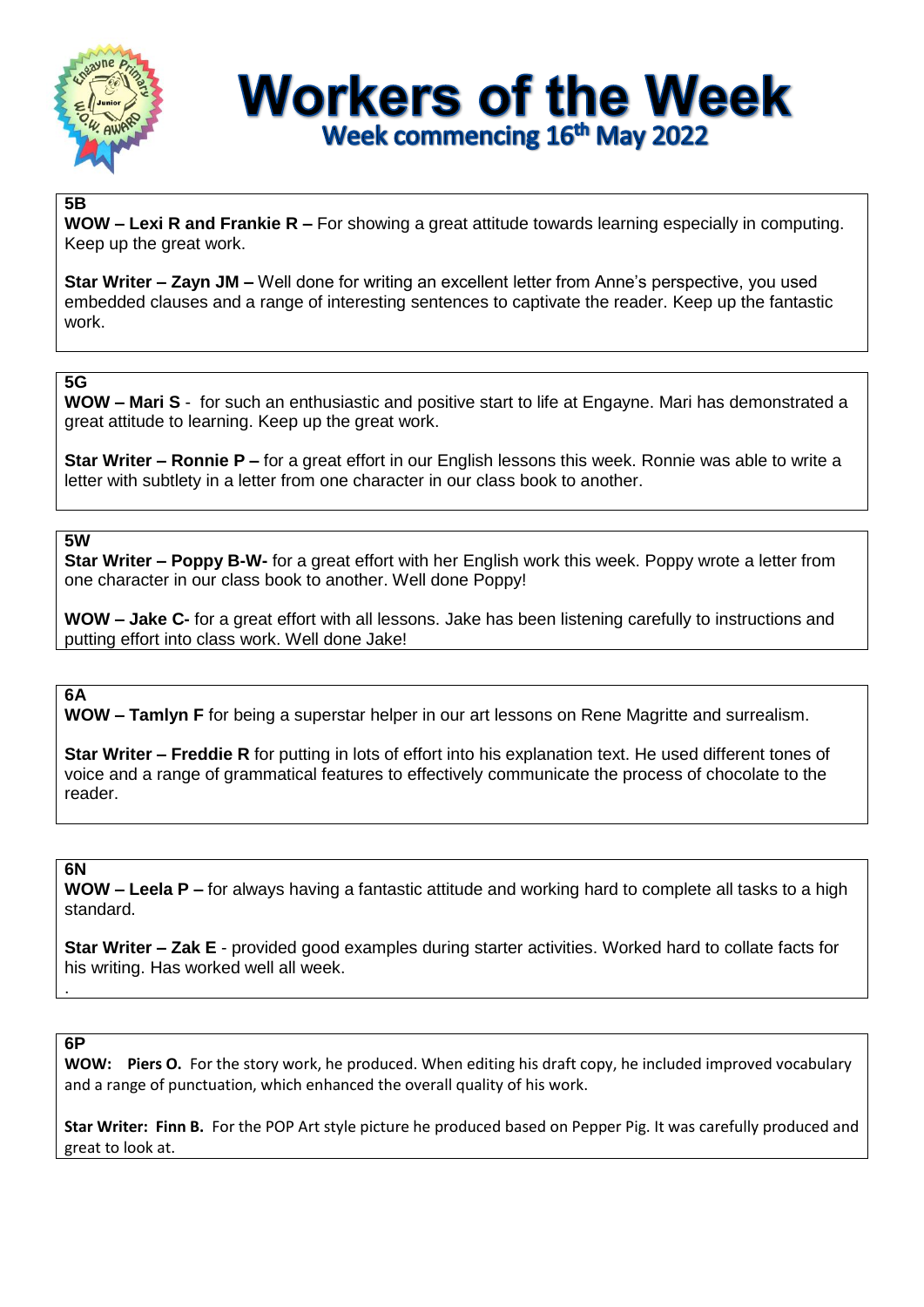# Workers of the Week

## Week commencing 16th May 2022

### 5B

**WOW – Lexi R and Frankie R –** For showing a great attitude towards learning especially in computing. Keep up the great work.

**Star Writer – Zayn JM –** Well done for writing an excellent letter from Anne's perspective, you used embedded clauses and a range of interesting sentences to captivate the reader. Keep up the fantastic work.

### 5G

**WOW – Mari S** - for such an enthusiastic and positive start to life at Engayne. Mari has demonstrated a great attitude to learning. Keep up the great work.

**Star Writer – Ronnie P –** for a great effort in our English lessons this week. Ronnie was able to write a letter with subtlety in a letter from one character in our class book to another.

### 5W

**Star Writer – Poppy B-W-** for a great effort with her English work this week. Poppy wrote a letter from one character in our class book to another. Well done Poppy!

**WOW – Jake C-** for a great effort with all lessons. Jake has been listening carefully to instructions and putting effort into class work. Well done Jake!

### 6A

**WOW – Tamlyn F** for being a superstar helper in our art lessons on Rene Magritte and surrealism.

**Star Writer – Freddie R** for putting in lots of effort into his explanation text. He used different tones of voice and a range of grammatical features to effectively communicate the process of chocolate to the reader.

### 6N

**WOW – Leela P –** for always having a fantastic attitude and working hard to complete all tasks to a high standard.

**Star Writer – Zak E** - provided good examples during starter activities. Worked hard to collate facts for his writing. Has worked well all week.

.

### 6P

**WOW: Piers O.** For the story work, he produced. When editing his draft copy, he included improved vocabulary and a range of punctuation, which enhanced the overall quality of his work.

**Star Writer: Finn B.** For the POP Art style picture he produced based on Pepper Pig. It was carefully produced and great to look at.